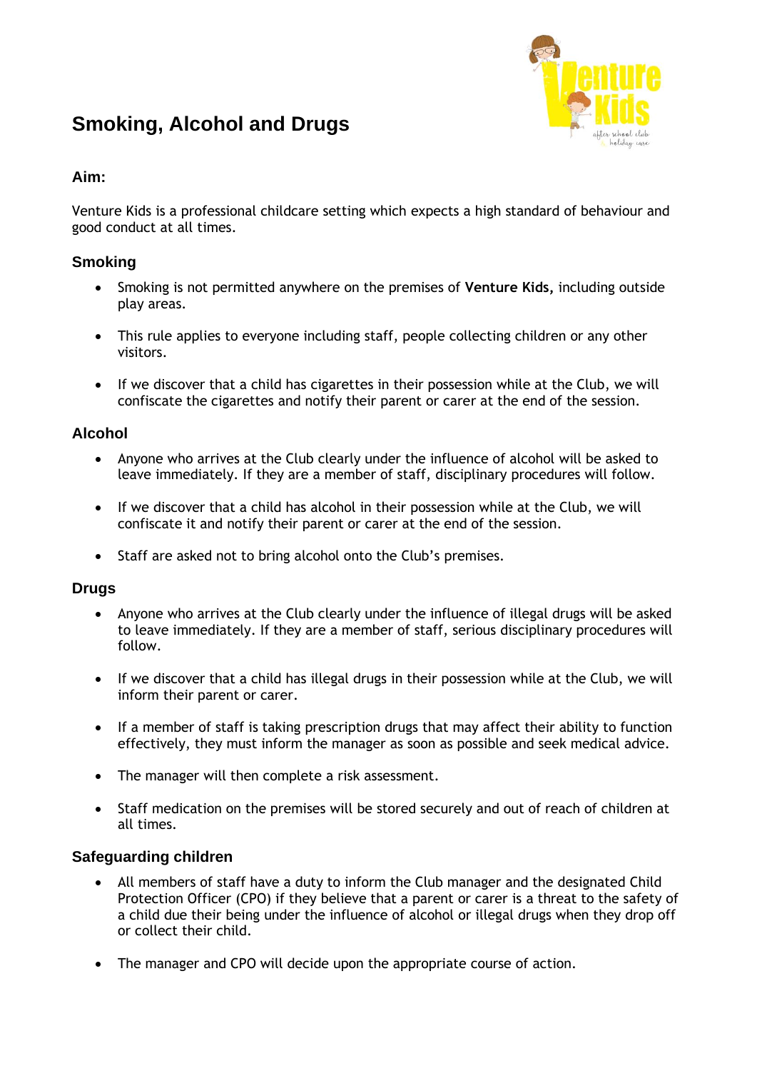# Smoking, Alcohol and Drugs

### Aim:

Venture Kids is a professional childcare setting which expects a high standard of behaviour and good conduct at all times.

## Smoking

- Smoking is not permitted anywhere on the premises of **Venture Kids,** including outside play areas.
- This rule applies to everyone including staff, people collecting children or any other visitors.
- If we discover that a child has cigarettes in their possession while at the Club, we will confiscate the cigarettes and notify their parent or carer at the end of the session.

## Alcohol

- Anyone who arrives at the Club clearly under the influence of alcohol will be asked to leave immediately. If they are a member of staff, disciplinary procedures will follow.
- If we discover that a child has alcohol in their possession while at the Club, we will confiscate it and notify their parent or carer at the end of the session.
- Staff are asked not to bring alcohol onto the Club's premises.

## Drugs

- Anyone who arrives at the Club clearly under the influence of illegal drugs will be asked to leave immediately. If they are a member of staff, serious disciplinary procedures will follow.
- If we discover that a child has illegal drugs in their possession while at the Club, we will inform their parent or carer.
- If a member of staff is taking prescription drugs that may affect their ability to function effectively, they must inform the manager as soon as possible and seek medical advice.
- The manager will then complete a risk assessment.
- Staff medication on the premises will be stored securely and out of reach of children at all times.

## Safeguarding children

- All members of staff have a duty to inform the Club manager and the designated Child Protection Officer (CPO) if they believe that a parent or carer is a threat to the safety of a child due their being under the influence of alcohol or illegal drugs when they drop off or collect their child.
- The manager and CPO will decide upon the appropriate course of action.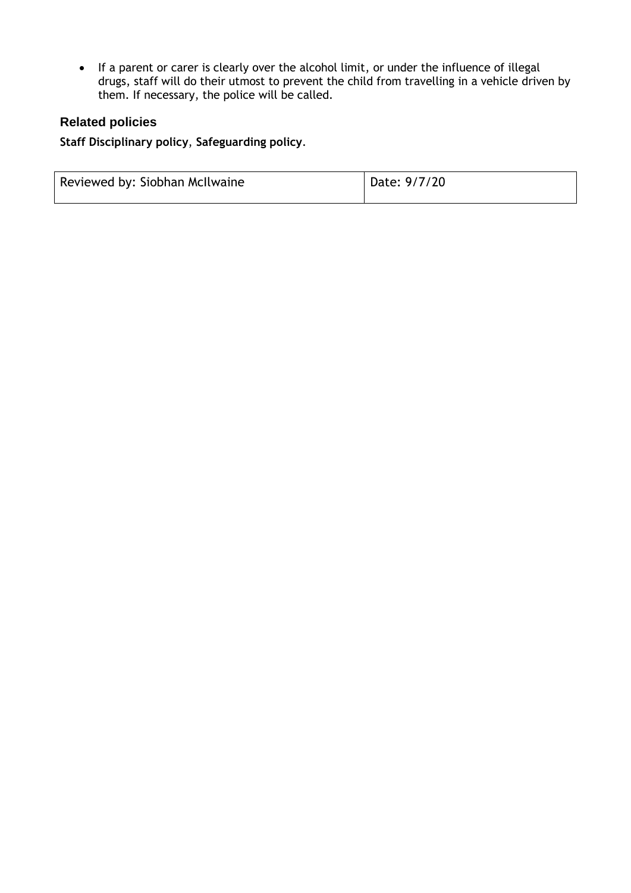- If a parent or carer is clearly over the alcohol limit, or under the influence of illegal drugs, staff will do their utmost to prevent the child from travelling in a vehicle driven by them. If necessary, the police will be called.

## Related policies

**Staff Disciplinary policy**, **Safeguarding policy**.

| | |
|---|---|
| Reviewed by: Siobhan McIlwaine | Date: 9/7/20 |